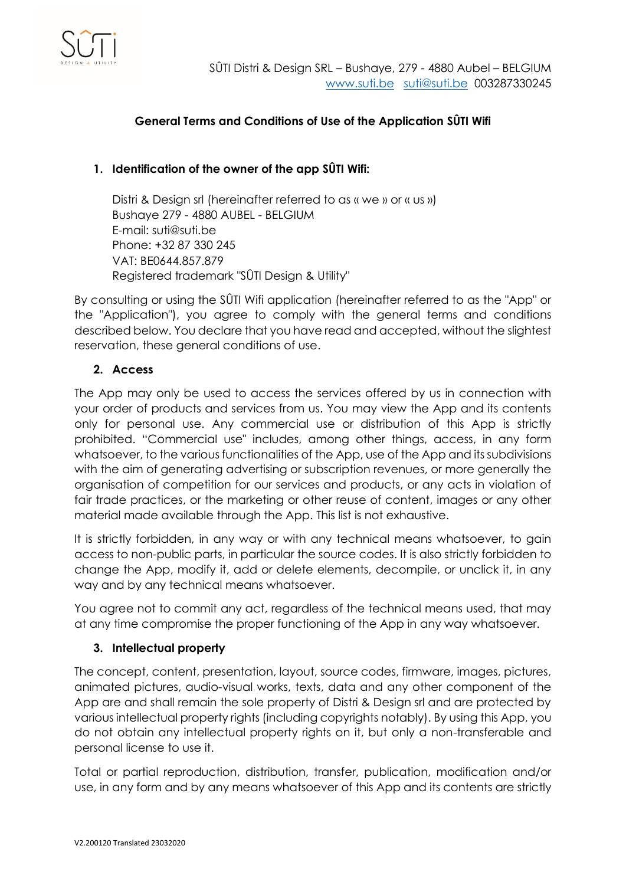SÛTI Distri & Design SRL – Bushaye, 279 - 4880 Aubel – BELGIUM
www.suti.be suti@suti.be 003287330245

# General Terms and Conditions of Use of the Application SÛTI Wifi

## 1. Identification of the owner of the app SÛTI Wifi:

Distri & Design srl (hereinafter referred to as « we » or « us »)
Bushaye 279 - 4880 AUBEL - BELGIUM
E-mail: suti@suti.be
Phone: +32 87 330 245
VAT: BE0644.857.879
Registered trademark "SÛTI Design & Utility"

By consulting or using the SÛTI Wifi application (hereinafter referred to as the "App" or the "Application"), you agree to comply with the general terms and conditions described below. You declare that you have read and accepted, without the slightest reservation, these general conditions of use.

## 2. Access

The App may only be used to access the services offered by us in connection with your order of products and services from us. You may view the App and its contents only for personal use. Any commercial use or distribution of this App is strictly prohibited. "Commercial use" includes, among other things, access, in any form whatsoever, to the various functionalities of the App, use of the App and its subdivisions with the aim of generating advertising or subscription revenues, or more generally the organisation of competition for our services and products, or any acts in violation of fair trade practices, or the marketing or other reuse of content, images or any other material made available through the App. This list is not exhaustive.

It is strictly forbidden, in any way or with any technical means whatsoever, to gain access to non-public parts, in particular the source codes. It is also strictly forbidden to change the App, modify it, add or delete elements, decompile, or unclick it, in any way and by any technical means whatsoever.

You agree not to commit any act, regardless of the technical means used, that may at any time compromise the proper functioning of the App in any way whatsoever.

## 3. Intellectual property

The concept, content, presentation, layout, source codes, firmware, images, pictures, animated pictures, audio-visual works, texts, data and any other component of the App are and shall remain the sole property of Distri & Design srl and are protected by various intellectual property rights (including copyrights notably). By using this App, you do not obtain any intellectual property rights on it, but only a non-transferable and personal license to use it.

Total or partial reproduction, distribution, transfer, publication, modification and/or use, in any form and by any means whatsoever of this App and its contents are strictly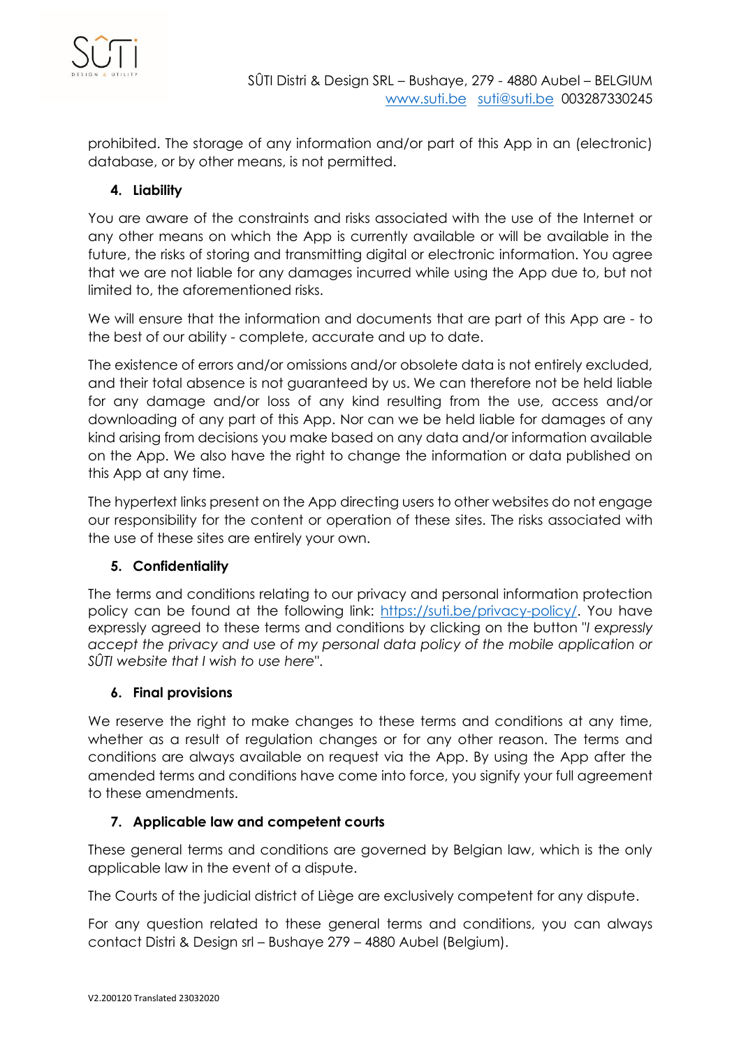prohibited. The storage of any information and/or part of this App in an (electronic) database, or by other means, is not permitted.

## 4. Liability

You are aware of the constraints and risks associated with the use of the Internet or any other means on which the App is currently available or will be available in the future, the risks of storing and transmitting digital or electronic information. You agree that we are not liable for any damages incurred while using the App due to, but not limited to, the aforementioned risks.

We will ensure that the information and documents that are part of this App are - to the best of our ability - complete, accurate and up to date.

The existence of errors and/or omissions and/or obsolete data is not entirely excluded, and their total absence is not guaranteed by us. We can therefore not be held liable for any damage and/or loss of any kind resulting from the use, access and/or downloading of any part of this App. Nor can we be held liable for damages of any kind arising from decisions you make based on any data and/or information available on the App. We also have the right to change the information or data published on this App at any time.

The hypertext links present on the App directing users to other websites do not engage our responsibility for the content or operation of these sites. The risks associated with the use of these sites are entirely your own.

## 5. Confidentiality

The terms and conditions relating to our privacy and personal information protection policy can be found at the following link: https://suti.be/privacy-policy/. You have expressly agreed to these terms and conditions by clicking on the button "*I expressly accept the privacy and use of my personal data policy of the mobile application or SÛTI website that I wish to use here*".

## 6. Final provisions

We reserve the right to make changes to these terms and conditions at any time, whether as a result of regulation changes or for any other reason. The terms and conditions are always available on request via the App. By using the App after the amended terms and conditions have come into force, you signify your full agreement to these amendments.

## 7. Applicable law and competent courts

These general terms and conditions are governed by Belgian law, which is the only applicable law in the event of a dispute.

The Courts of the judicial district of Liège are exclusively competent for any dispute.

For any question related to these general terms and conditions, you can always contact Distri & Design srl – Bushaye 279 – 4880 Aubel (Belgium).